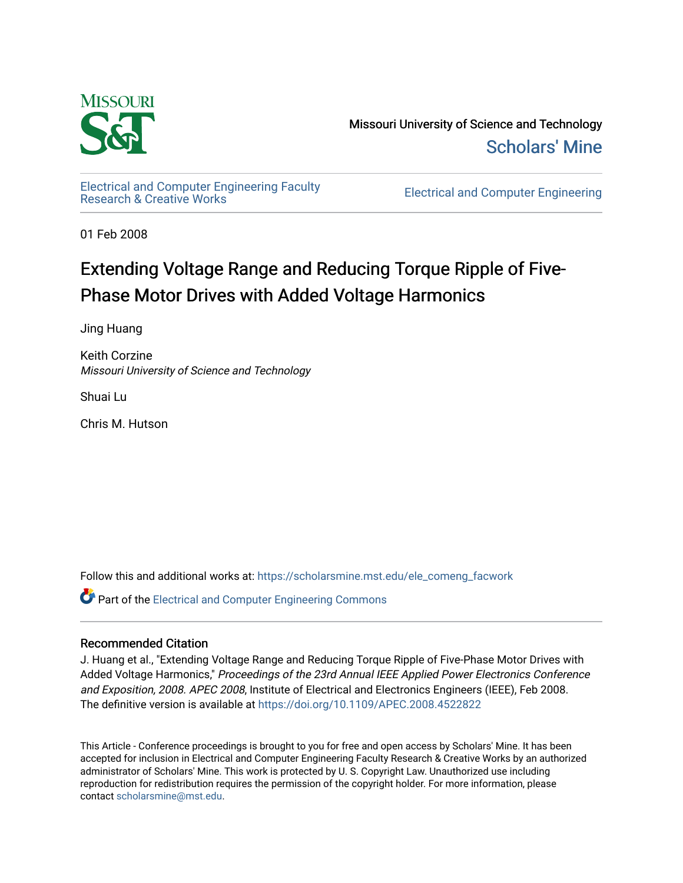Missouri University of Science and Technology

Scholars' Mine

Electrical and Computer Engineering Faculty Research & Creative Works

Electrical and Computer Engineering

01 Feb 2008

# Extending Voltage Range and Reducing Torque Ripple of Five-Phase Motor Drives with Added Voltage Harmonics

Jing Huang

Keith Corzine
*Missouri University of Science and Technology*

Shuai Lu

Chris M. Hutson

Follow this and additional works at: https://scholarsmine.mst.edu/ele_comeng_facwork

Part of the Electrical and Computer Engineering Commons

## Recommended Citation

J. Huang et al., "Extending Voltage Range and Reducing Torque Ripple of Five-Phase Motor Drives with Added Voltage Harmonics," *Proceedings of the 23rd Annual IEEE Applied Power Electronics Conference and Exposition, 2008. APEC 2008*, Institute of Electrical and Electronics Engineers (IEEE), Feb 2008.
The definitive version is available at https://doi.org/10.1109/APEC.2008.4522822

This Article - Conference proceedings is brought to you for free and open access by Scholars' Mine. It has been accepted for inclusion in Electrical and Computer Engineering Faculty Research & Creative Works by an authorized administrator of Scholars' Mine. This work is protected by U. S. Copyright Law. Unauthorized use including reproduction for redistribution requires the permission of the copyright holder. For more information, please contact scholarsmine@mst.edu.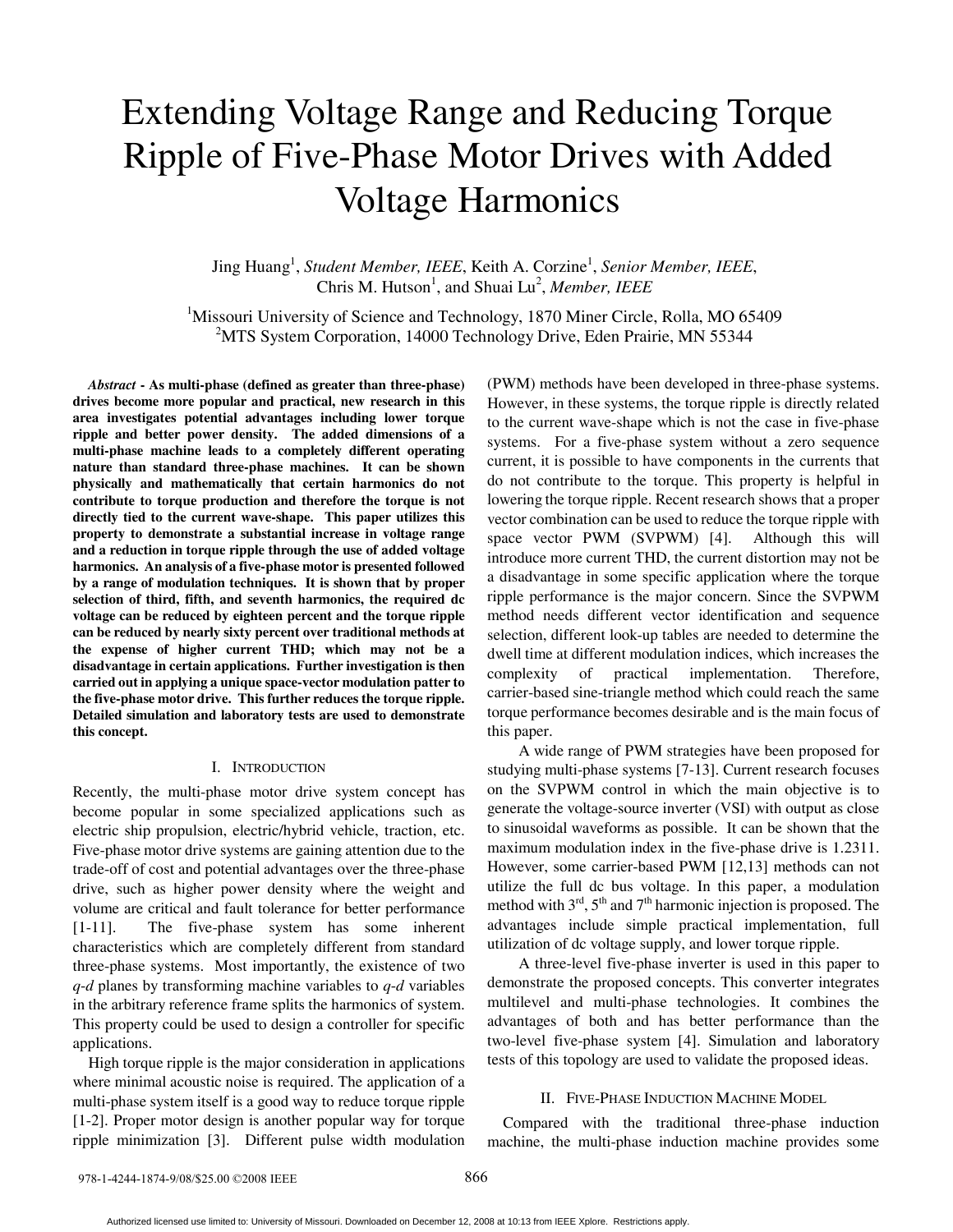# Extending Voltage Range and Reducing Torque Ripple of Five-Phase Motor Drives with Added Voltage Harmonics

Jing Huang[1], *Student Member, IEEE*, Keith A. Corzine[1], *Senior Member, IEEE*, Chris M. Hutson[1], and Shuai Lu[2], *Member, IEEE*

[1]Missouri University of Science and Technology, 1870 Miner Circle, Rolla, MO 65409
[2]MTS System Corporation, 14000 Technology Drive, Eden Prairie, MN 55344

***Abstract* - As multi-phase (defined as greater than three-phase) drives become more popular and practical, new research in this area investigates potential advantages including lower torque ripple and better power density. The added dimensions of a multi-phase machine leads to a completely different operating nature than standard three-phase machines. It can be shown physically and mathematically that certain harmonics do not contribute to torque production and therefore the torque is not directly tied to the current wave-shape. This paper utilizes this property to demonstrate a substantial increase in voltage range and a reduction in torque ripple through the use of added voltage harmonics. An analysis of a five-phase motor is presented followed by a range of modulation techniques. It is shown that by proper selection of third, fifth, and seventh harmonics, the required dc voltage can be reduced by eighteen percent and the torque ripple can be reduced by nearly sixty percent over traditional methods at the expense of higher current THD; which may not be a disadvantage in certain applications. Further investigation is then carried out in applying a unique space-vector modulation patter to the five-phase motor drive. This further reduces the torque ripple. Detailed simulation and laboratory tests are used to demonstrate this concept.**

## I. Introduction

Recently, the multi-phase motor drive system concept has become popular in some specialized applications such as electric ship propulsion, electric/hybrid vehicle, traction, etc. Five-phase motor drive systems are gaining attention due to the trade-off of cost and potential advantages over the three-phase drive, such as higher power density where the weight and volume are critical and fault tolerance for better performance [1-11]. The five-phase system has some inherent characteristics which are completely different from standard three-phase systems. Most importantly, the existence of two *q-d* planes by transforming machine variables to *q-d* variables in the arbitrary reference frame splits the harmonics of system. This property could be used to design a controller for specific applications.

High torque ripple is the major consideration in applications where minimal acoustic noise is required. The application of a multi-phase system itself is a good way to reduce torque ripple [1-2]. Proper motor design is another popular way for torque ripple minimization [3]. Different pulse width modulation (PWM) methods have been developed in three-phase systems. However, in these systems, the torque ripple is directly related to the current wave-shape which is not the case in five-phase systems. For a five-phase system without a zero sequence current, it is possible to have components in the currents that do not contribute to the torque. This property is helpful in lowering the torque ripple. Recent research shows that a proper vector combination can be used to reduce the torque ripple with space vector PWM (SVPWM) [4]. Although this will introduce more current THD, the current distortion may not be a disadvantage in some specific application where the torque ripple performance is the major concern. Since the SVPWM method needs different vector identification and sequence selection, different look-up tables are needed to determine the dwell time at different modulation indices, which increases the complexity of practical implementation. Therefore, carrier-based sine-triangle method which could reach the same torque performance becomes desirable and is the main focus of this paper.

A wide range of PWM strategies have been proposed for studying multi-phase systems [7-13]. Current research focuses on the SVPWM control in which the main objective is to generate the voltage-source inverter (VSI) with output as close to sinusoidal waveforms as possible. It can be shown that the maximum modulation index in the five-phase drive is 1.2311. However, some carrier-based PWM [12,13] methods can not utilize the full dc bus voltage. In this paper, a modulation method with 3[rd], 5[th] and 7[th] harmonic injection is proposed. The advantages include simple practical implementation, full utilization of dc voltage supply, and lower torque ripple.

A three-level five-phase inverter is used in this paper to demonstrate the proposed concepts. This converter integrates multilevel and multi-phase technologies. It combines the advantages of both and has better performance than the two-level five-phase system [4]. Simulation and laboratory tests of this topology are used to validate the proposed ideas.

## II. Five-Phase Induction Machine Model

Compared with the traditional three-phase induction machine, the multi-phase induction machine provides some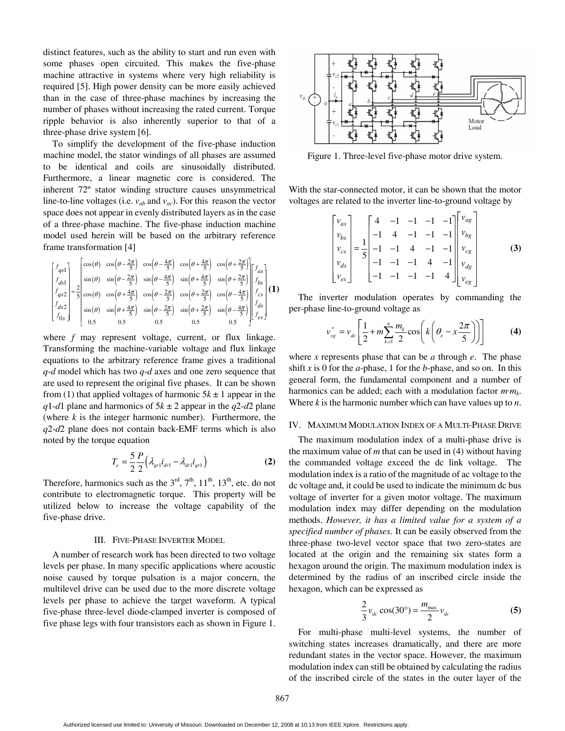distinct features, such as the ability to start and run even with some phases open circuited. This makes the five-phase machine attractive in systems where very high reliability is required [5]. High power density can be more easily achieved than in the case of three-phase machines by increasing the number of phases without increasing the rated current. Torque ripple behavior is also inherently superior to that of a three-phase drive system [6].

To simplify the development of the five-phase induction machine model, the stator windings of all phases are assumed to be identical and coils are sinusoidally distributed. Furthermore, a linear magnetic core is considered. The inherent 72º stator winding structure causes unsymmetrical line-to-line voltages (i.e. $v_{ab}$ and $v_{ac}$). For this reason the vector space does not appear in evenly distributed layers as in the case of a three-phase machine. The five-phase induction machine model used herein will be based on the arbitrary reference frame transformation [4]

$$\begin{bmatrix} f_{qs1} \\ f_{ds1} \\ f_{qs2} \\ f_{ds2} \\ f_{0s} \end{bmatrix} = \frac{2}{5} \begin{bmatrix} \cos(\theta) & \cos\left(\theta-\frac{2\pi}{5}\right) & \cos\left(\theta-\frac{4\pi}{5}\right) & \cos\left(\theta+\frac{4\pi}{5}\right) & \cos\left(\theta+\frac{2\pi}{5}\right) \\ \sin(\theta) & \sin\left(\theta-\frac{2\pi}{5}\right) & \sin\left(\theta-\frac{4\pi}{5}\right) & \sin\left(\theta+\frac{4\pi}{5}\right) & \sin\left(\theta+\frac{2\pi}{5}\right) \\ \cos(\theta) & \cos\left(\theta+\frac{4\pi}{5}\right) & \cos\left(\theta-\frac{2\pi}{5}\right) & \cos\left(\theta+\frac{2\pi}{5}\right) & \cos\left(\theta-\frac{4\pi}{5}\right) \\ \sin(\theta) & \sin\left(\theta+\frac{4\pi}{5}\right) & \sin\left(\theta-\frac{2\pi}{5}\right) & \sin\left(\theta+\frac{2\pi}{5}\right) & \sin\left(\theta-\frac{4\pi}{5}\right) \\ 0.5 & 0.5 & 0.5 & 0.5 & 0.5 \end{bmatrix} \begin{bmatrix} f_{as} \\ f_{bs} \\ f_{cs} \\ f_{ds} \\ f_{es} \end{bmatrix} \quad \textbf{(1)}$$

where $f$ may represent voltage, current, or flux linkage. Transforming the machine-variable voltage and flux linkage equations to the arbitrary reference frame gives a traditional $q$-$d$ model which has two $q$-$d$ axes and one zero sequence that are used to represent the original five phases. It can be shown from (1) that applied voltages of harmonic $5k \pm 1$ appear in the $q1$-$d1$ plane and harmonics of $5k \pm 2$ appear in the $q2$-$d2$ plane (where $k$ is the integer harmonic number). Furthermore, the $q2$-$d2$ plane does not contain back-EMF terms which is also noted by the torque equation

$$T_e = \frac{5}{2}\frac{P}{2}\left(\lambda_{qr1} i_{dr1} - \lambda_{dr1} i_{qr1}\right) \quad \textbf{(2)}$$

Therefore, harmonics such as the 3rd, 7th, 11th, 13th, etc. do not contribute to electromagnetic torque. This property will be utilized below to increase the voltage capability of the five-phase drive.

## III. Five-Phase Inverter Model

A number of research work has been directed to two voltage levels per phase. In many specific applications where acoustic noise caused by torque pulsation is a major concern, the multilevel drive can be used due to the more discrete voltage levels per phase to achieve the target waveform. A typical five-phase three-level diode-clamped inverter is composed of five phase legs with four transistors each as shown in Figure 1.

Figure 1. Three-level five-phase motor drive system.

With the star-connected motor, it can be shown that the motor voltages are related to the inverter line-to-ground voltage by

$$\begin{bmatrix} v_{as} \\ v_{bs} \\ v_{cs} \\ v_{ds} \\ v_{es} \end{bmatrix} = \frac{1}{5} \begin{bmatrix} 4 & -1 & -1 & -1 & -1 \\ -1 & 4 & -1 & -1 & -1 \\ -1 & -1 & 4 & -1 & -1 \\ -1 & -1 & -1 & 4 & -1 \\ -1 & -1 & -1 & -1 & 4 \end{bmatrix} \begin{bmatrix} v_{ag} \\ v_{bg} \\ v_{cg} \\ v_{dg} \\ v_{eg} \end{bmatrix} \quad \textbf{(3)}$$

The inverter modulation operates by commanding the per-phase line-to-ground voltage as

$$v_{xg}^{*} = v_{dc}\left[\frac{1}{2} + m\sum_{k=1}^{n}\frac{m_k}{2}\cos\left(k\left(\theta_e - x\frac{2\pi}{5}\right)\right)\right] \quad \textbf{(4)}$$

where $x$ represents phase that can be $a$ through $e$. The phase shift $x$ is 0 for the $a$-phase, 1 for the $b$-phase, and so on. In this general form, the fundamental component and a number of harmonics can be added; each with a modulation factor $m \cdot m_k$. Where $k$ is the harmonic number which can have values up to $n$.

## IV. Maximum Modulation Index of a Multi-Phase Drive

The maximum modulation index of a multi-phase drive is the maximum value of $m$ that can be used in (4) without having the commanded voltage exceed the dc link voltage. The modulation index is a ratio of the magnitude of ac voltage to the dc voltage and, it could be used to indicate the minimum dc bus voltage of inverter for a given motor voltage. The maximum modulation index may differ depending on the modulation methods. *However, it has a limited value for a system of a specified number of phases.* It can be easily observed from the three-phase two-level vector space that two zero-states are located at the origin and the remaining six states form a hexagon around the origin. The maximum modulation index is determined by the radius of an inscribed circle inside the hexagon, which can be expressed as

$$\frac{2}{3}v_{dc}\cos(30°) = \frac{m_{\max}}{2}v_{dc} \quad \textbf{(5)}$$

For multi-phase multi-level systems, the number of switching states increases dramatically, and there are more redundant states in the vector space. However, the maximum modulation index can still be obtained by calculating the radius of the inscribed circle of the states in the outer layer of the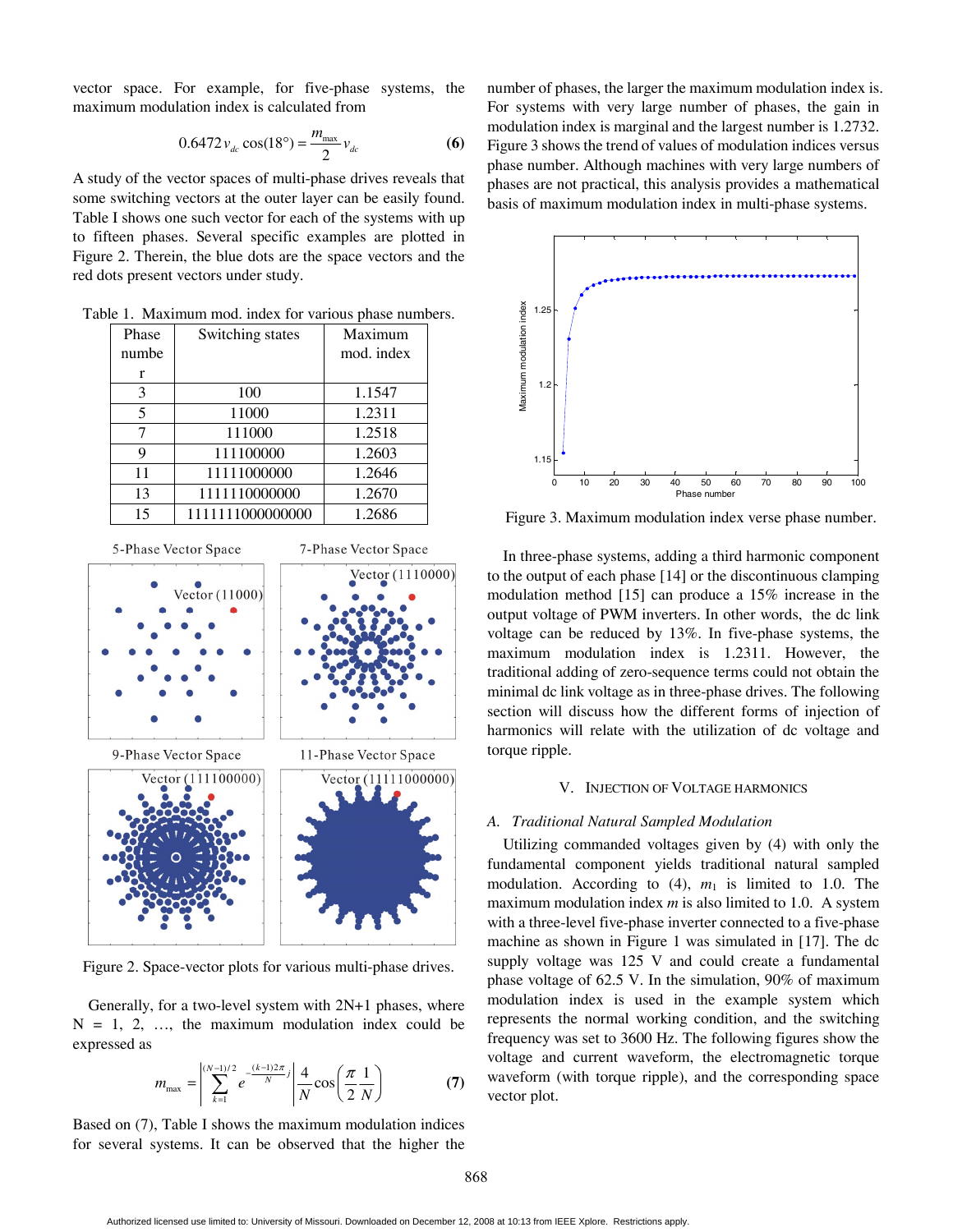vector space. For example, for five-phase systems, the maximum modulation index is calculated from

$$0.6472 v_{dc} \cos(18°) = \frac{m_{\max}}{2} v_{dc} \quad \textbf{(6)}$$

A study of the vector spaces of multi-phase drives reveals that some switching vectors at the outer layer can be easily found. Table I shows one such vector for each of the systems with up to fifteen phases. Several specific examples are plotted in Figure 2. Therein, the blue dots are the space vectors and the red dots present vectors under study.

Table 1. Maximum mod. index for various phase numbers.

| Phase number | Switching states | Maximum mod. index |
|---|---|---|
| 3 | 100 | 1.1547 |
| 5 | 11000 | 1.2311 |
| 7 | 111000 | 1.2518 |
| 9 | 111100000 | 1.2603 |
| 11 | 11111000000 | 1.2646 |
| 13 | 1111110000000 | 1.2670 |
| 15 | 1111111000000000 | 1.2686 |

Figure 2. Space-vector plots for various multi-phase drives.

Generally, for a two-level system with 2N+1 phases, where N = 1, 2, …, the maximum modulation index could be expressed as

$$m_{\max} = \left| \sum_{k=1}^{(N-1)/2} e^{-\frac{(k-1)2\pi}{N} j} \right| \frac{4}{N} \cos\left(\frac{\pi}{2}\frac{1}{N}\right) \quad \textbf{(7)}$$

Based on (7), Table I shows the maximum modulation indices for several systems. It can be observed that the higher the number of phases, the larger the maximum modulation index is. For systems with very large number of phases, the gain in modulation index is marginal and the largest number is 1.2732. Figure 3 shows the trend of values of modulation indices versus phase number. Although machines with very large numbers of phases are not practical, this analysis provides a mathematical basis of maximum modulation index in multi-phase systems.

Figure 3. Maximum modulation index verse phase number.

In three-phase systems, adding a third harmonic component to the output of each phase [14] or the discontinuous clamping modulation method [15] can produce a 15% increase in the output voltage of PWM inverters. In other words, the dc link voltage can be reduced by 13%. In five-phase systems, the maximum modulation index is 1.2311. However, the traditional adding of zero-sequence terms could not obtain the minimal dc link voltage as in three-phase drives. The following section will discuss how the different forms of injection of harmonics will relate with the utilization of dc voltage and torque ripple.

## V. Injection of Voltage Harmonics

### A. *Traditional Natural Sampled Modulation*

Utilizing commanded voltages given by (4) with only the fundamental component yields traditional natural sampled modulation. According to (4), $m_1$ is limited to 1.0. The maximum modulation index $m$ is also limited to 1.0. A system with a three-level five-phase inverter connected to a five-phase machine as shown in Figure 1 was simulated in [17]. The dc supply voltage was 125 V and could create a fundamental phase voltage of 62.5 V. In the simulation, 90% of maximum modulation index is used in the example system which represents the normal working condition, and the switching frequency was set to 3600 Hz. The following figures show the voltage and current waveform, the electromagnetic torque waveform (with torque ripple), and the corresponding space vector plot.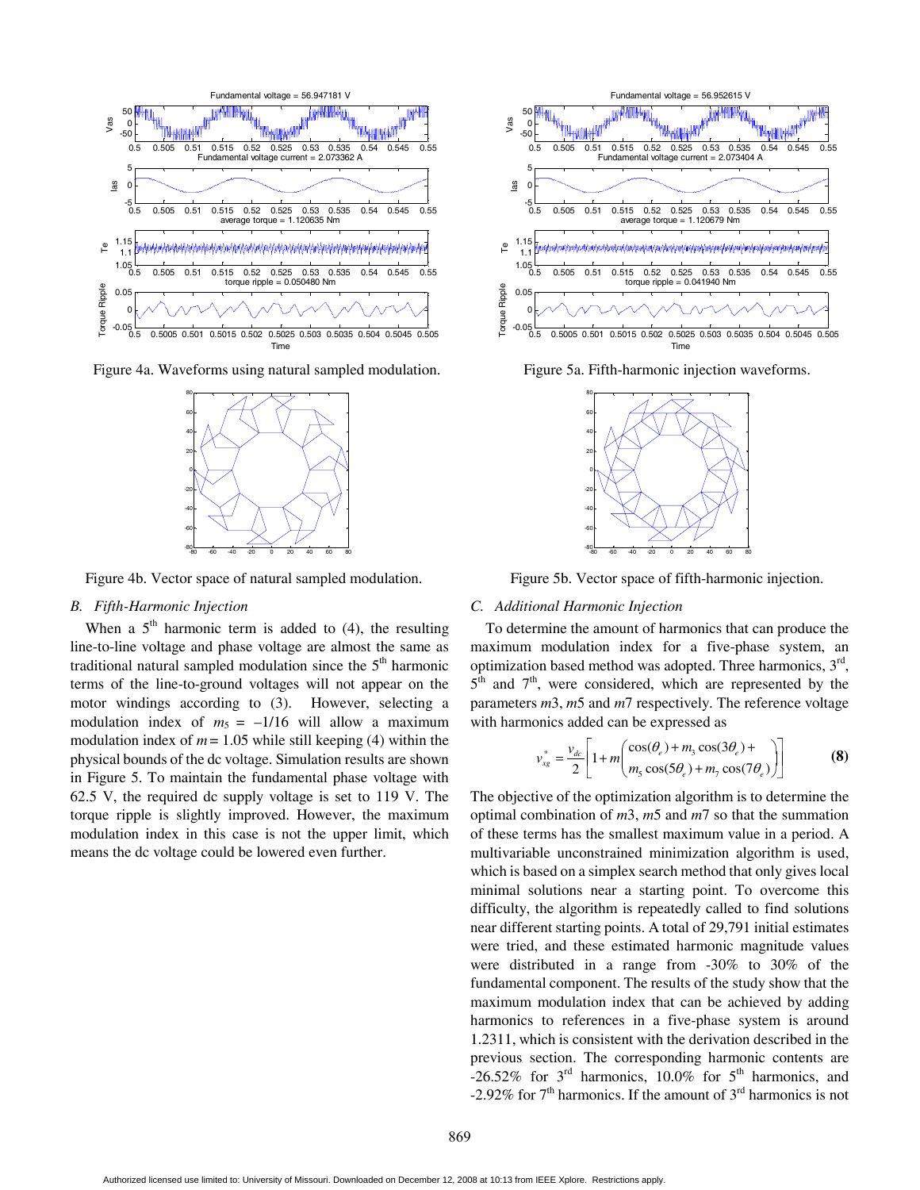Figure 4a. Waveforms using natural sampled modulation.

Figure 4b. Vector space of natural sampled modulation.

### B. Fifth-Harmonic Injection

When a 5th harmonic term is added to (4), the resulting line-to-line voltage and phase voltage are almost the same as traditional natural sampled modulation since the 5th harmonic terms of the line-to-ground voltages will not appear on the motor windings according to (3). However, selecting a modulation index of $m_5 = -1/16$ will allow a maximum modulation index of $m = 1.05$ while still keeping (4) within the physical bounds of the dc voltage. Simulation results are shown in Figure 5. To maintain the fundamental phase voltage with 62.5 V, the required dc supply voltage is set to 119 V. The torque ripple is slightly improved. However, the maximum modulation index in this case is not the upper limit, which means the dc voltage could be lowered even further.

Figure 5a. Fifth-harmonic injection waveforms.

Figure 5b. Vector space of fifth-harmonic injection.

### C. Additional Harmonic Injection

To determine the amount of harmonics that can produce the maximum modulation index for a five-phase system, an optimization based method was adopted. Three harmonics, 3rd, 5th and 7th, were considered, which are represented by the parameters *m*3, *m*5 and *m*7 respectively. The reference voltage with harmonics added can be expressed as

$$v_{xg}^{*} = \frac{v_{dc}}{2}\left[1 + m\begin{pmatrix} \cos(\theta_e) + m_3\cos(3\theta_e) + \\ m_5\cos(5\theta_e) + m_7\cos(7\theta_e) \end{pmatrix}\right] \qquad \textbf{(8)}$$

The objective of the optimization algorithm is to determine the optimal combination of *m*3, *m*5 and *m*7 so that the summation of these terms has the smallest maximum value in a period. A multivariable unconstrained minimization algorithm is used, which is based on a simplex search method that only gives local minimal solutions near a starting point. To overcome this difficulty, the algorithm is repeatedly called to find solutions near different starting points. A total of 29,791 initial estimates were tried, and these estimated harmonic magnitude values were distributed in a range from -30% to 30% of the fundamental component. The results of the study show that the maximum modulation index that can be achieved by adding harmonics to references in a five-phase system is around 1.2311, which is consistent with the derivation described in the previous section. The corresponding harmonic contents are -26.52% for 3rd harmonics, 10.0% for 5th harmonics, and -2.92% for 7th harmonics. If the amount of 3rd harmonics is not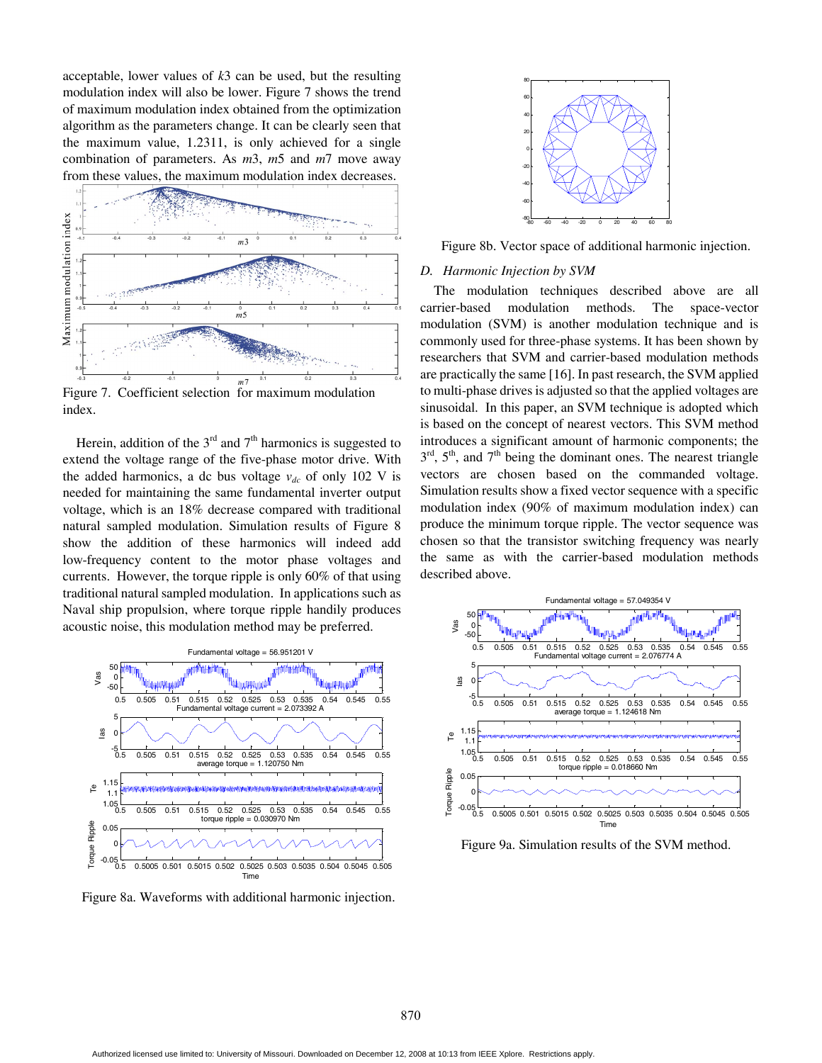acceptable, lower values of $k3$ can be used, but the resulting modulation index will also be lower. Figure 7 shows the trend of maximum modulation index obtained from the optimization algorithm as the parameters change. It can be clearly seen that the maximum value, 1.2311, is only achieved for a single combination of parameters. As $m3$, $m5$ and $m7$ move away from these values, the maximum modulation index decreases.

Figure 7. Coefficient selection for maximum modulation index.

Herein, addition of the 3[rd] and 7[th] harmonics is suggested to extend the voltage range of the five-phase motor drive. With the added harmonics, a dc bus voltage $v_{dc}$ of only 102 V is needed for maintaining the same fundamental inverter output voltage, which is an 18% decrease compared with traditional natural sampled modulation. Simulation results of Figure 8 show the addition of these harmonics will indeed add low-frequency content to the motor phase voltages and currents. However, the torque ripple is only 60% of that using traditional natural sampled modulation. In applications such as Naval ship propulsion, where torque ripple handily produces acoustic noise, this modulation method may be preferred.

Figure 8a. Waveforms with additional harmonic injection.

Figure 8b. Vector space of additional harmonic injection.

### D. Harmonic Injection by SVM

The modulation techniques described above are all carrier-based modulation methods. The space-vector modulation (SVM) is another modulation technique and is commonly used for three-phase systems. It has been shown by researchers that SVM and carrier-based modulation methods are practically the same [16]. In past research, the SVM applied to multi-phase drives is adjusted so that the applied voltages are sinusoidal. In this paper, an SVM technique is adopted which is based on the concept of nearest vectors. This SVM method introduces a significant amount of harmonic components; the 3[rd], 5[th], and 7[th] being the dominant ones. The nearest triangle vectors are chosen based on the commanded voltage. Simulation results show a fixed vector sequence with a specific modulation index (90% of maximum modulation index) can produce the minimum torque ripple. The vector sequence was chosen so that the transistor switching frequency was nearly the same as with the carrier-based modulation methods described above.

Figure 9a. Simulation results of the SVM method.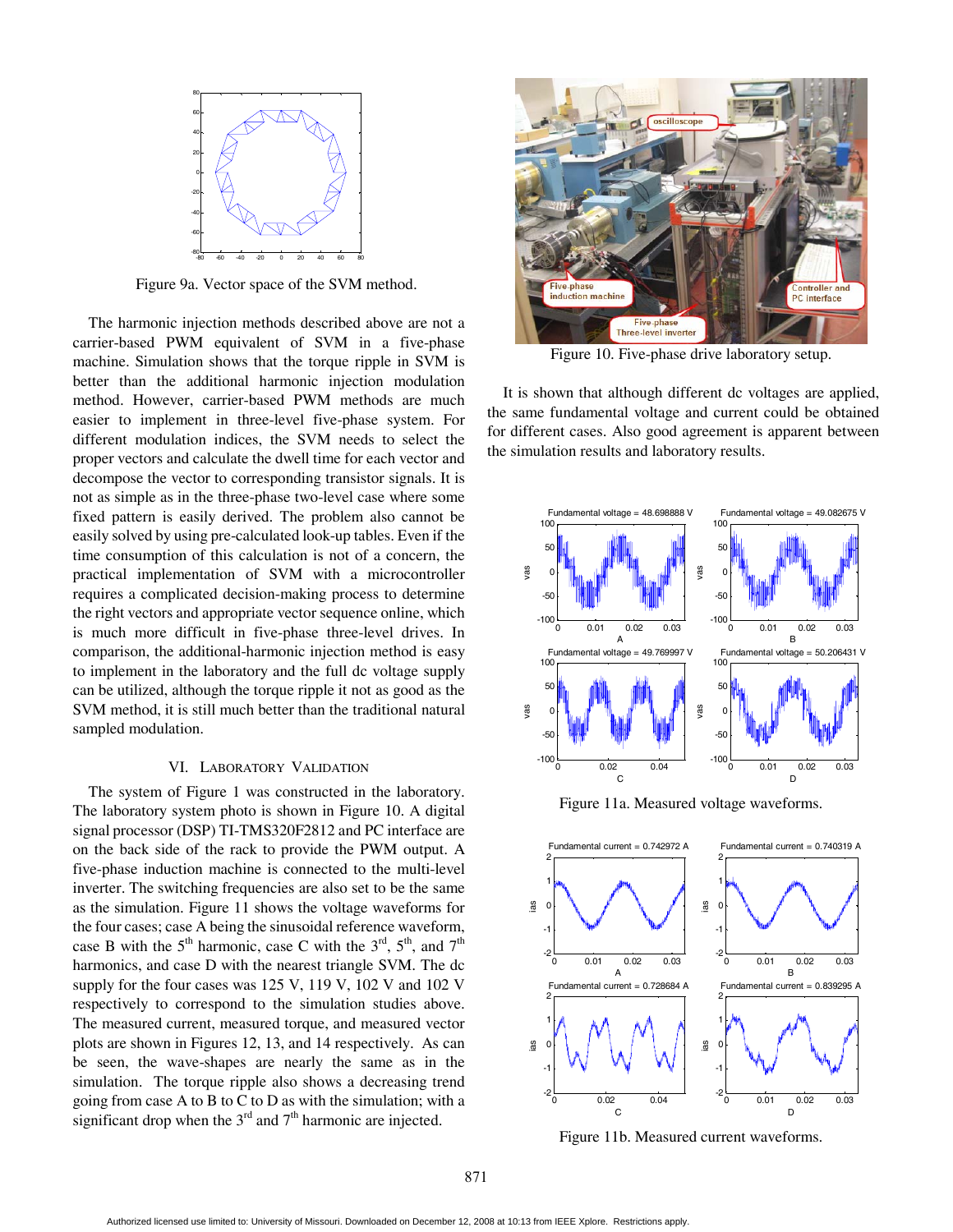Figure 9a. Vector space of the SVM method.

The harmonic injection methods described above are not a carrier-based PWM equivalent of SVM in a five-phase machine. Simulation shows that the torque ripple in SVM is better than the additional harmonic injection modulation method. However, carrier-based PWM methods are much easier to implement in three-level five-phase system. For different modulation indices, the SVM needs to select the proper vectors and calculate the dwell time for each vector and decompose the vector to corresponding transistor signals. It is not as simple as in the three-phase two-level case where some fixed pattern is easily derived. The problem also cannot be easily solved by using pre-calculated look-up tables. Even if the time consumption of this calculation is not of a concern, the practical implementation of SVM with a microcontroller requires a complicated decision-making process to determine the right vectors and appropriate vector sequence online, which is much more difficult in five-phase three-level drives. In comparison, the additional-harmonic injection method is easy to implement in the laboratory and the full dc voltage supply can be utilized, although the torque ripple it not as good as the SVM method, it is still much better than the traditional natural sampled modulation.

## VI. Laboratory Validation

The system of Figure 1 was constructed in the laboratory. The laboratory system photo is shown in Figure 10. A digital signal processor (DSP) TI-TMS320F2812 and PC interface are on the back side of the rack to provide the PWM output. A five-phase induction machine is connected to the multi-level inverter. The switching frequencies are also set to be the same as the simulation. Figure 11 shows the voltage waveforms for the four cases; case A being the sinusoidal reference waveform, case B with the 5th harmonic, case C with the 3rd, 5th, and 7th harmonics, and case D with the nearest triangle SVM. The dc supply for the four cases was 125 V, 119 V, 102 V and 102 V respectively to correspond to the simulation studies above. The measured current, measured torque, and measured vector plots are shown in Figures 12, 13, and 14 respectively. As can be seen, the wave-shapes are nearly the same as in the simulation. The torque ripple also shows a decreasing trend going from case A to B to C to D as with the simulation; with a significant drop when the 3rd and 7th harmonic are injected.

Figure 10. Five-phase drive laboratory setup.

It is shown that although different dc voltages are applied, the same fundamental voltage and current could be obtained for different cases. Also good agreement is apparent between the simulation results and laboratory results.

Figure 11a. Measured voltage waveforms.

Figure 11b. Measured current waveforms.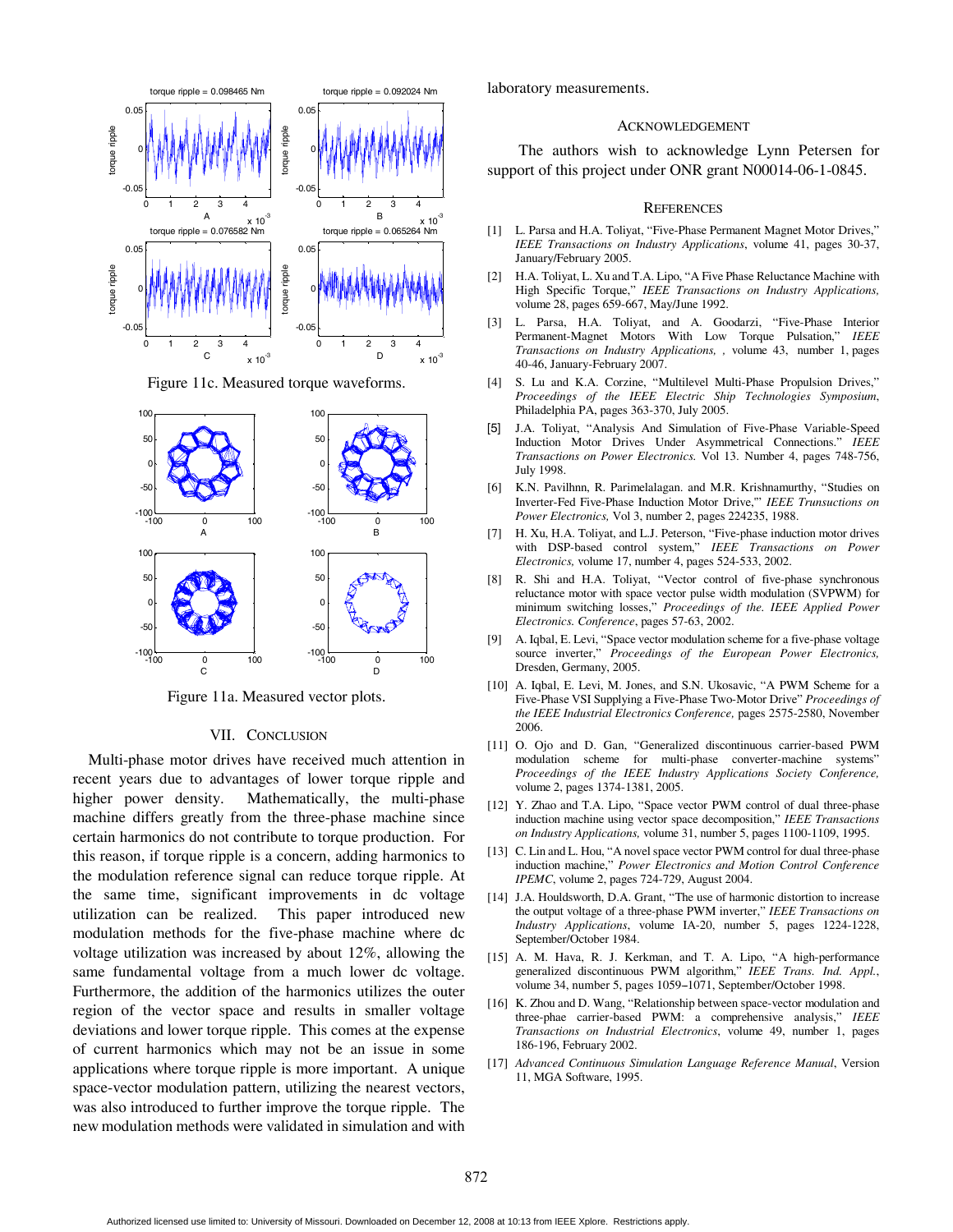torque ripple = 0.098465 Nm

torque ripple = 0.092024 Nm

torque ripple = 0.076582 Nm

torque ripple = 0.065264 Nm

torque ripple

0.05

0

-0.05

0 1 2 3 4

x $10^{-3}$

A B C D

Figure 11c. Measured torque waveforms.

100

50

0

-50

-100

-100 0 100

A B C D

Figure 11a. Measured vector plots.

## VII. CONCLUSION

Multi-phase motor drives have received much attention in recent years due to advantages of lower torque ripple and higher power density. Mathematically, the multi-phase machine differs greatly from the three-phase machine since certain harmonics do not contribute to torque production. For this reason, if torque ripple is a concern, adding harmonics to the modulation reference signal can reduce torque ripple. At the same time, significant improvements in dc voltage utilization can be realized. This paper introduced new modulation methods for the five-phase machine where dc voltage utilization was increased by about 12%, allowing the same fundamental voltage from a much lower dc voltage. Furthermore, the addition of the harmonics utilizes the outer region of the vector space and results in smaller voltage deviations and lower torque ripple. This comes at the expense of current harmonics which may not be an issue in some applications where torque ripple is more important. A unique space-vector modulation pattern, utilizing the nearest vectors, was also introduced to further improve the torque ripple. The new modulation methods were validated in simulation and with laboratory measurements.

## ACKNOWLEDGEMENT

The authors wish to acknowledge Lynn Petersen for support of this project under ONR grant N00014-06-1-0845.

## REFERENCES

[1] L. Parsa and H.A. Toliyat, "Five-Phase Permanent Magnet Motor Drives," *IEEE Transactions on Industry Applications*, volume 41, pages 30-37, January/February 2005.

[2] H.A. Toliyat, L. Xu and T.A. Lipo, "A Five Phase Reluctance Machine with High Specific Torque," *IEEE Transactions on Industry Applications*, volume 28, pages 659-667, May/June 1992.

[3] L. Parsa, H.A. Toliyat, and A. Goodarzi, "Five-Phase Interior Permanent-Magnet Motors With Low Torque Pulsation," *IEEE Transactions on Industry Applications, ,* volume 43, number 1, pages 40-46, January-February 2007.

[4] S. Lu and K.A. Corzine, "Multilevel Multi-Phase Propulsion Drives," *Proceedings of the IEEE Electric Ship Technologies Symposium*, Philadelphia PA, pages 363-370, July 2005.

[5] J.A. Toliyat, "Analysis And Simulation of Five-Phase Variable-Speed Induction Motor Drives Under Asymmetrical Connections," *IEEE Transactions on Power Electronics.* Vol 13. Number 4, pages 748-756, July 1998.

[6] K.N. Pavilhnn, R. Parimelalagan. and M.R. Krishnamurthy, "Studies on Inverter-Fed Five-Phase Induction Motor Drive,"' *IEEE Trunsuctions on Power Electronics,* Vol 3, number 2, pages 224235, 1988.

[7] H. Xu, H.A. Toliyat, and L.J. Peterson, "Five-phase induction motor drives with DSP-based control system," *IEEE Transactions on Power Electronics,* volume 17, number 4, pages 524-533, 2002.

[8] R. Shi and H.A. Toliyat, "Vector control of five-phase synchronous reluctance motor with space vector pulse width modulation (SVPWM) for minimum switching losses," *Proceedings of the. IEEE Applied Power Electronics. Conference*, pages 57-63, 2002.

[9] A. Iqbal, E. Levi, "Space vector modulation scheme for a five-phase voltage source inverter," *Proceedings of the European Power Electronics,* Dresden, Germany, 2005.

[10] A. Iqbal, E. Levi, M. Jones, and S.N. Ukosavic, "A PWM Scheme for a Five-Phase VSI Supplying a Five-Phase Two-Motor Drive" *Proceedings of the IEEE Industrial Electronics Conference,* pages 2575-2580, November 2006.

[11] O. Ojo and D. Gan, "Generalized discontinuous carrier-based PWM modulation scheme for multi-phase converter-machine systems" *Proceedings of the IEEE Industry Applications Society Conference,* volume 2, pages 1374-1381, 2005.

[12] Y. Zhao and T.A. Lipo, "Space vector PWM control of dual three-phase induction machine using vector space decomposition," *IEEE Transactions on Industry Applications,* volume 31, number 5, pages 1100-1109, 1995.

[13] C. Lin and L. Hou, "A novel space vector PWM control for dual three-phase induction machine," *Power Electronics and Motion Control Conference IPEMC*, volume 2, pages 724-729, August 2004.

[14] J.A. Houldsworth, D.A. Grant, "The use of harmonic distortion to increase the output voltage of a three-phase PWM inverter," *IEEE Transactions on Industry Applications*, volume IA-20, number 5, pages 1224-1228, September/October 1984.

[15] A. M. Hava, R. J. Kerkman, and T. A. Lipo, "A high-performance generalized discontinuous PWM algorithm," *IEEE Trans. Ind. Appl.*, volume 34, number 5, pages 1059–1071, September/October 1998.

[16] K. Zhou and D. Wang, "Relationship between space-vector modulation and three-phae carrier-based PWM: a comprehensive analysis," *IEEE Transactions on Industrial Electronics*, volume 49, number 1, pages 186-196, February 2002.

[17] *Advanced Continuous Simulation Language Reference Manual*, Version 11, MGA Software, 1995.